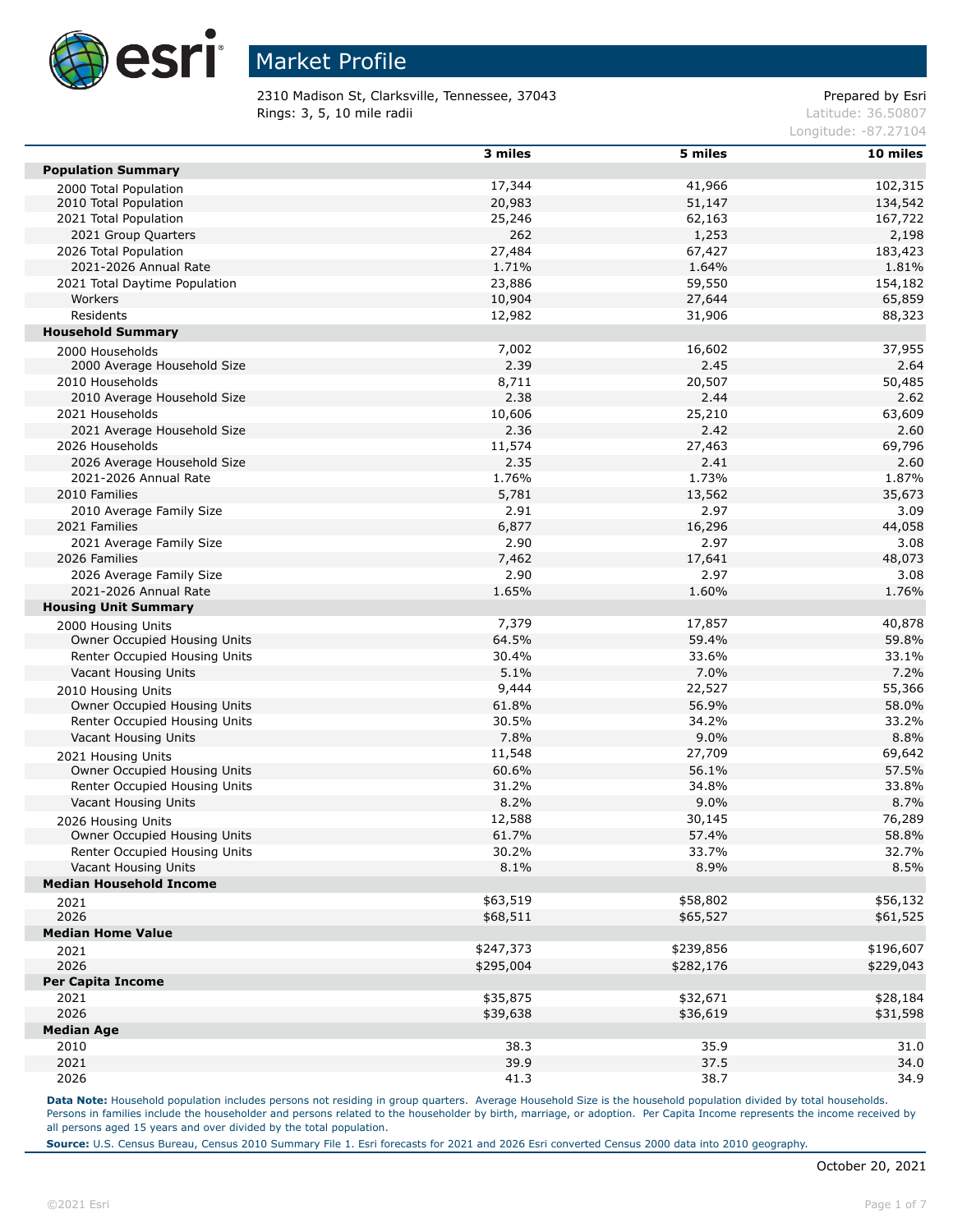# Market Profile

2310 Madison St, Clarksville, Tennessee, 37043
Rings: 3, 5, 10 mile radii

Prepared by Esri
Latitude: 36.50807
Longitude: -87.27104

| | 3 miles | 5 miles | 10 miles |
|---|---|---|---|
| **Population Summary** | | | |
| 2000 Total Population | 17,344 | 41,966 | 102,315 |
| 2010 Total Population | 20,983 | 51,147 | 134,542 |
| 2021 Total Population | 25,246 | 62,163 | 167,722 |
| 2021 Group Quarters | 262 | 1,253 | 2,198 |
| 2026 Total Population | 27,484 | 67,427 | 183,423 |
| 2021-2026 Annual Rate | 1.71% | 1.64% | 1.81% |
| 2021 Total Daytime Population | 23,886 | 59,550 | 154,182 |
| Workers | 10,904 | 27,644 | 65,859 |
| Residents | 12,982 | 31,906 | 88,323 |
| **Household Summary** | | | |
| 2000 Households | 7,002 | 16,602 | 37,955 |
| 2000 Average Household Size | 2.39 | 2.45 | 2.64 |
| 2010 Households | 8,711 | 20,507 | 50,485 |
| 2010 Average Household Size | 2.38 | 2.44 | 2.62 |
| 2021 Households | 10,606 | 25,210 | 63,609 |
| 2021 Average Household Size | 2.36 | 2.42 | 2.60 |
| 2026 Households | 11,574 | 27,463 | 69,796 |
| 2026 Average Household Size | 2.35 | 2.41 | 2.60 |
| 2021-2026 Annual Rate | 1.76% | 1.73% | 1.87% |
| 2010 Families | 5,781 | 13,562 | 35,673 |
| 2010 Average Family Size | 2.91 | 2.97 | 3.09 |
| 2021 Families | 6,877 | 16,296 | 44,058 |
| 2021 Average Family Size | 2.90 | 2.97 | 3.08 |
| 2026 Families | 7,462 | 17,641 | 48,073 |
| 2026 Average Family Size | 2.90 | 2.97 | 3.08 |
| 2021-2026 Annual Rate | 1.65% | 1.60% | 1.76% |
| **Housing Unit Summary** | | | |
| 2000 Housing Units | 7,379 | 17,857 | 40,878 |
| Owner Occupied Housing Units | 64.5% | 59.4% | 59.8% |
| Renter Occupied Housing Units | 30.4% | 33.6% | 33.1% |
| Vacant Housing Units | 5.1% | 7.0% | 7.2% |
| 2010 Housing Units | 9,444 | 22,527 | 55,366 |
| Owner Occupied Housing Units | 61.8% | 56.9% | 58.0% |
| Renter Occupied Housing Units | 30.5% | 34.2% | 33.2% |
| Vacant Housing Units | 7.8% | 9.0% | 8.8% |
| 2021 Housing Units | 11,548 | 27,709 | 69,642 |
| Owner Occupied Housing Units | 60.6% | 56.1% | 57.5% |
| Renter Occupied Housing Units | 31.2% | 34.8% | 33.8% |
| Vacant Housing Units | 8.2% | 9.0% | 8.7% |
| 2026 Housing Units | 12,588 | 30,145 | 76,289 |
| Owner Occupied Housing Units | 61.7% | 57.4% | 58.8% |
| Renter Occupied Housing Units | 30.2% | 33.7% | 32.7% |
| Vacant Housing Units | 8.1% | 8.9% | 8.5% |
| **Median Household Income** | | | |
| 2021 | $63,519 | $58,802 | $56,132 |
| 2026 | $68,511 | $65,527 | $61,525 |
| **Median Home Value** | | | |
| 2021 | $247,373 | $239,856 | $196,607 |
| 2026 | $295,004 | $282,176 | $229,043 |
| **Per Capita Income** | | | |
| 2021 | $35,875 | $32,671 | $28,184 |
| 2026 | $39,638 | $36,619 | $31,598 |
| **Median Age** | | | |
| 2010 | 38.3 | 35.9 | 31.0 |
| 2021 | 39.9 | 37.5 | 34.0 |
| 2026 | 41.3 | 38.7 | 34.9 |

**Data Note:** Household population includes persons not residing in group quarters. Average Household Size is the household population divided by total households. Persons in families include the householder and persons related to the householder by birth, marriage, or adoption. Per Capita Income represents the income received by all persons aged 15 years and over divided by the total population.

**Source:** U.S. Census Bureau, Census 2010 Summary File 1. Esri forecasts for 2021 and 2026 Esri converted Census 2000 data into 2010 geography.

October 20, 2021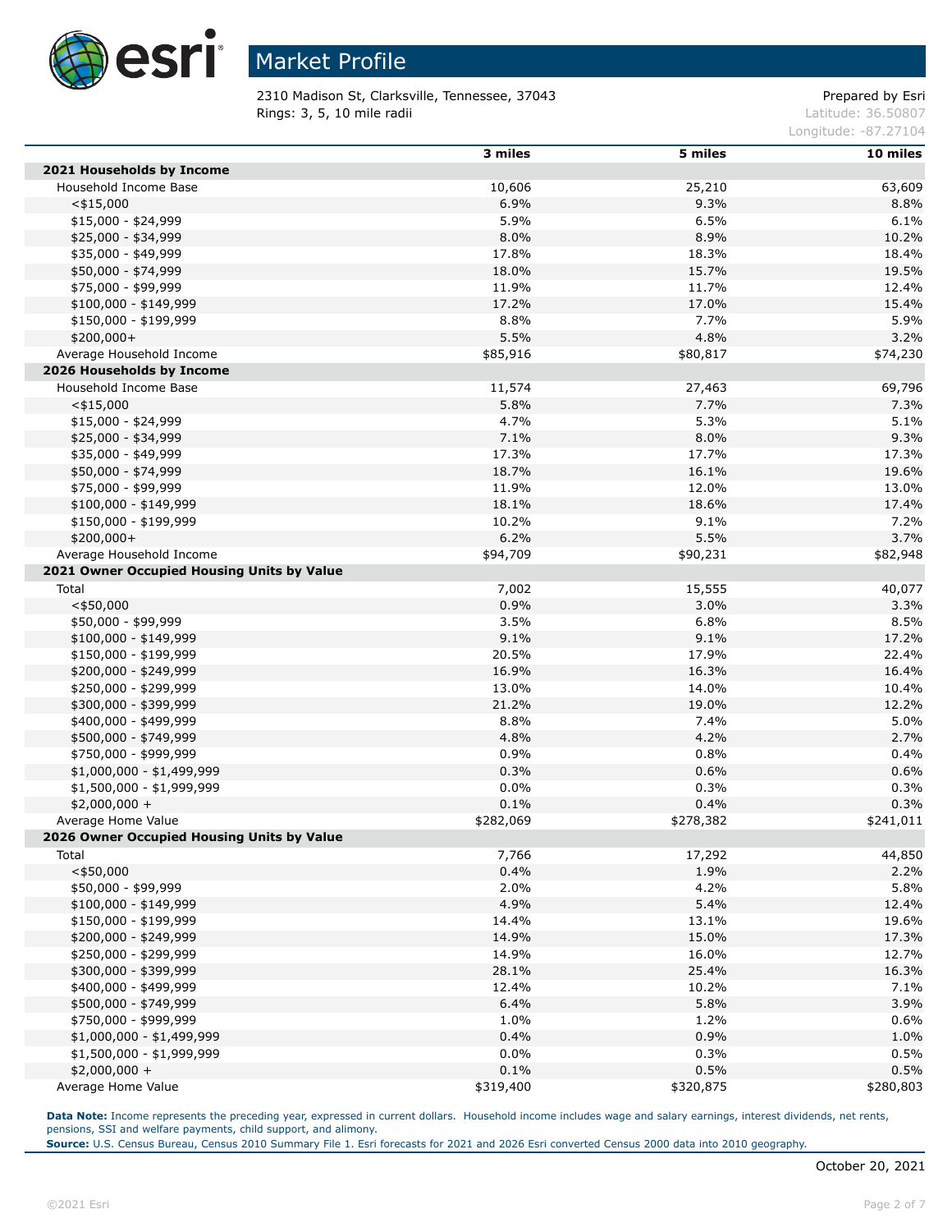# Market Profile

2310 Madison St, Clarksville, Tennessee, 37043
Rings: 3, 5, 10 mile radii

Prepared by Esri
Latitude: 36.50807
Longitude: -87.27104

| | 3 miles | 5 miles | 10 miles |
|---|---|---|---|
| **2021 Households by Income** | | | |
| Household Income Base | 10,606 | 25,210 | 63,609 |
| <$15,000 | 6.9% | 9.3% | 8.8% |
| $15,000 - $24,999 | 5.9% | 6.5% | 6.1% |
| $25,000 - $34,999 | 8.0% | 8.9% | 10.2% |
| $35,000 - $49,999 | 17.8% | 18.3% | 18.4% |
| $50,000 - $74,999 | 18.0% | 15.7% | 19.5% |
| $75,000 - $99,999 | 11.9% | 11.7% | 12.4% |
| $100,000 - $149,999 | 17.2% | 17.0% | 15.4% |
| $150,000 - $199,999 | 8.8% | 7.7% | 5.9% |
| $200,000+ | 5.5% | 4.8% | 3.2% |
| Average Household Income | $85,916 | $80,817 | $74,230 |
| **2026 Households by Income** | | | |
| Household Income Base | 11,574 | 27,463 | 69,796 |
| <$15,000 | 5.8% | 7.7% | 7.3% |
| $15,000 - $24,999 | 4.7% | 5.3% | 5.1% |
| $25,000 - $34,999 | 7.1% | 8.0% | 9.3% |
| $35,000 - $49,999 | 17.3% | 17.7% | 17.3% |
| $50,000 - $74,999 | 18.7% | 16.1% | 19.6% |
| $75,000 - $99,999 | 11.9% | 12.0% | 13.0% |
| $100,000 - $149,999 | 18.1% | 18.6% | 17.4% |
| $150,000 - $199,999 | 10.2% | 9.1% | 7.2% |
| $200,000+ | 6.2% | 5.5% | 3.7% |
| Average Household Income | $94,709 | $90,231 | $82,948 |
| **2021 Owner Occupied Housing Units by Value** | | | |
| Total | 7,002 | 15,555 | 40,077 |
| <$50,000 | 0.9% | 3.0% | 3.3% |
| $50,000 - $99,999 | 3.5% | 6.8% | 8.5% |
| $100,000 - $149,999 | 9.1% | 9.1% | 17.2% |
| $150,000 - $199,999 | 20.5% | 17.9% | 22.4% |
| $200,000 - $249,999 | 16.9% | 16.3% | 16.4% |
| $250,000 - $299,999 | 13.0% | 14.0% | 10.4% |
| $300,000 - $399,999 | 21.2% | 19.0% | 12.2% |
| $400,000 - $499,999 | 8.8% | 7.4% | 5.0% |
| $500,000 - $749,999 | 4.8% | 4.2% | 2.7% |
| $750,000 - $999,999 | 0.9% | 0.8% | 0.4% |
| $1,000,000 - $1,499,999 | 0.3% | 0.6% | 0.6% |
| $1,500,000 - $1,999,999 | 0.0% | 0.3% | 0.3% |
| $2,000,000 + | 0.1% | 0.4% | 0.3% |
| Average Home Value | $282,069 | $278,382 | $241,011 |
| **2026 Owner Occupied Housing Units by Value** | | | |
| Total | 7,766 | 17,292 | 44,850 |
| <$50,000 | 0.4% | 1.9% | 2.2% |
| $50,000 - $99,999 | 2.0% | 4.2% | 5.8% |
| $100,000 - $149,999 | 4.9% | 5.4% | 12.4% |
| $150,000 - $199,999 | 14.4% | 13.1% | 19.6% |
| $200,000 - $249,999 | 14.9% | 15.0% | 17.3% |
| $250,000 - $299,999 | 14.9% | 16.0% | 12.7% |
| $300,000 - $399,999 | 28.1% | 25.4% | 16.3% |
| $400,000 - $499,999 | 12.4% | 10.2% | 7.1% |
| $500,000 - $749,999 | 6.4% | 5.8% | 3.9% |
| $750,000 - $999,999 | 1.0% | 1.2% | 0.6% |
| $1,000,000 - $1,499,999 | 0.4% | 0.9% | 1.0% |
| $1,500,000 - $1,999,999 | 0.0% | 0.3% | 0.5% |
| $2,000,000 + | 0.1% | 0.5% | 0.5% |
| Average Home Value | $319,400 | $320,875 | $280,803 |

**Data Note:** Income represents the preceding year, expressed in current dollars. Household income includes wage and salary earnings, interest dividends, net rents, pensions, SSI and welfare payments, child support, and alimony.
**Source:** U.S. Census Bureau, Census 2010 Summary File 1. Esri forecasts for 2021 and 2026 Esri converted Census 2000 data into 2010 geography.

October 20, 2021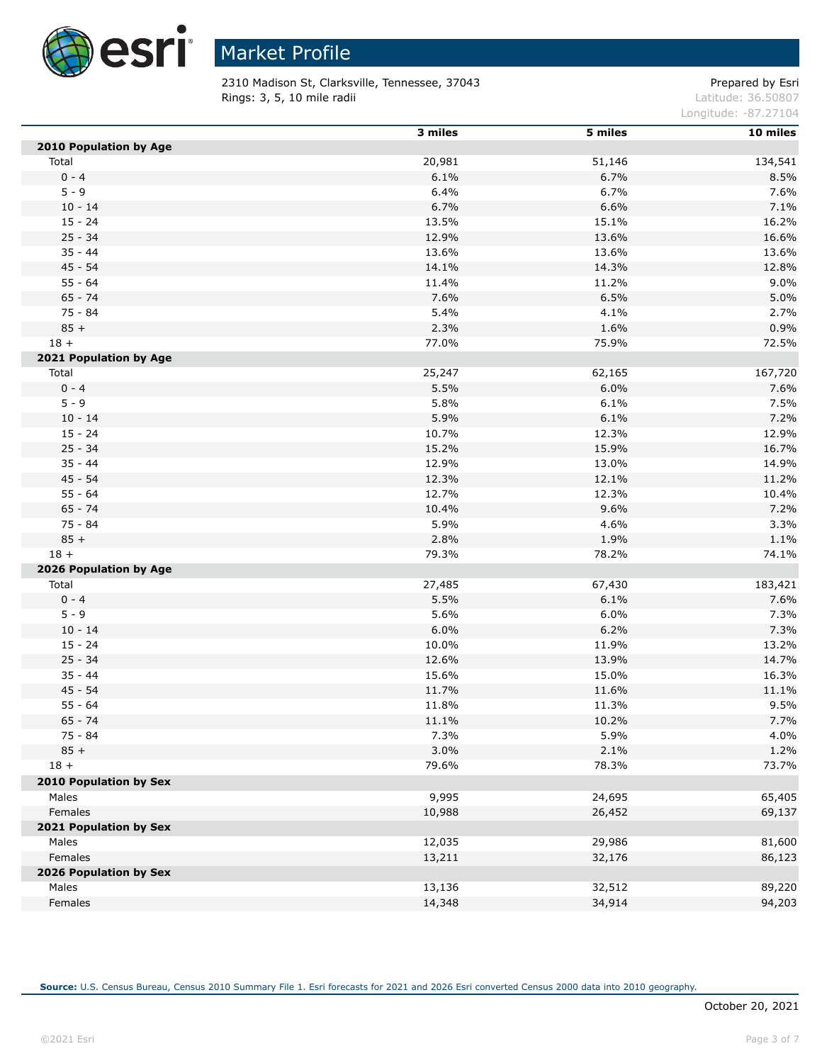# Market Profile

2310 Madison St, Clarksville, Tennessee, 37043
Rings: 3, 5, 10 mile radii

Prepared by Esri
Latitude: 36.50807
Longitude: -87.27104

| | 3 miles | 5 miles | 10 miles |
|---|---|---|---|
| **2010 Population by Age** | | | |
| Total | 20,981 | 51,146 | 134,541 |
| 0 - 4 | 6.1% | 6.7% | 8.5% |
| 5 - 9 | 6.4% | 6.7% | 7.6% |
| 10 - 14 | 6.7% | 6.6% | 7.1% |
| 15 - 24 | 13.5% | 15.1% | 16.2% |
| 25 - 34 | 12.9% | 13.6% | 16.6% |
| 35 - 44 | 13.6% | 13.6% | 13.6% |
| 45 - 54 | 14.1% | 14.3% | 12.8% |
| 55 - 64 | 11.4% | 11.2% | 9.0% |
| 65 - 74 | 7.6% | 6.5% | 5.0% |
| 75 - 84 | 5.4% | 4.1% | 2.7% |
| 85 + | 2.3% | 1.6% | 0.9% |
| 18 + | 77.0% | 75.9% | 72.5% |
| **2021 Population by Age** | | | |
| Total | 25,247 | 62,165 | 167,720 |
| 0 - 4 | 5.5% | 6.0% | 7.6% |
| 5 - 9 | 5.8% | 6.1% | 7.5% |
| 10 - 14 | 5.9% | 6.1% | 7.2% |
| 15 - 24 | 10.7% | 12.3% | 12.9% |
| 25 - 34 | 15.2% | 15.9% | 16.7% |
| 35 - 44 | 12.9% | 13.0% | 14.9% |
| 45 - 54 | 12.3% | 12.1% | 11.2% |
| 55 - 64 | 12.7% | 12.3% | 10.4% |
| 65 - 74 | 10.4% | 9.6% | 7.2% |
| 75 - 84 | 5.9% | 4.6% | 3.3% |
| 85 + | 2.8% | 1.9% | 1.1% |
| 18 + | 79.3% | 78.2% | 74.1% |
| **2026 Population by Age** | | | |
| Total | 27,485 | 67,430 | 183,421 |
| 0 - 4 | 5.5% | 6.1% | 7.6% |
| 5 - 9 | 5.6% | 6.0% | 7.3% |
| 10 - 14 | 6.0% | 6.2% | 7.3% |
| 15 - 24 | 10.0% | 11.9% | 13.2% |
| 25 - 34 | 12.6% | 13.9% | 14.7% |
| 35 - 44 | 15.6% | 15.0% | 16.3% |
| 45 - 54 | 11.7% | 11.6% | 11.1% |
| 55 - 64 | 11.8% | 11.3% | 9.5% |
| 65 - 74 | 11.1% | 10.2% | 7.7% |
| 75 - 84 | 7.3% | 5.9% | 4.0% |
| 85 + | 3.0% | 2.1% | 1.2% |
| 18 + | 79.6% | 78.3% | 73.7% |
| **2010 Population by Sex** | | | |
| Males | 9,995 | 24,695 | 65,405 |
| Females | 10,988 | 26,452 | 69,137 |
| **2021 Population by Sex** | | | |
| Males | 12,035 | 29,986 | 81,600 |
| Females | 13,211 | 32,176 | 86,123 |
| **2026 Population by Sex** | | | |
| Males | 13,136 | 32,512 | 89,220 |
| Females | 14,348 | 34,914 | 94,203 |

**Source:** U.S. Census Bureau, Census 2010 Summary File 1. Esri forecasts for 2021 and 2026 Esri converted Census 2000 data into 2010 geography.

October 20, 2021

©2021 Esri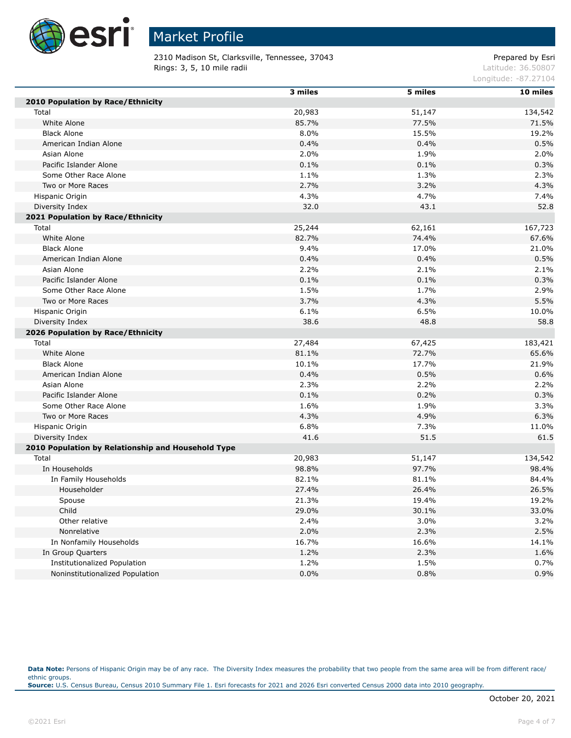# Market Profile

2310 Madison St, Clarksville, Tennessee, 37043
Rings: 3, 5, 10 mile radii

Prepared by Esri
Latitude: 36.50807
Longitude: -87.27104

| | 3 miles | 5 miles | 10 miles |
|---|---|---|---|
| **2010 Population by Race/Ethnicity** | | | |
| Total | 20,983 | 51,147 | 134,542 |
| White Alone | 85.7% | 77.5% | 71.5% |
| Black Alone | 8.0% | 15.5% | 19.2% |
| American Indian Alone | 0.4% | 0.4% | 0.5% |
| Asian Alone | 2.0% | 1.9% | 2.0% |
| Pacific Islander Alone | 0.1% | 0.1% | 0.3% |
| Some Other Race Alone | 1.1% | 1.3% | 2.3% |
| Two or More Races | 2.7% | 3.2% | 4.3% |
| Hispanic Origin | 4.3% | 4.7% | 7.4% |
| Diversity Index | 32.0 | 43.1 | 52.8 |
| **2021 Population by Race/Ethnicity** | | | |
| Total | 25,244 | 62,161 | 167,723 |
| White Alone | 82.7% | 74.4% | 67.6% |
| Black Alone | 9.4% | 17.0% | 21.0% |
| American Indian Alone | 0.4% | 0.4% | 0.5% |
| Asian Alone | 2.2% | 2.1% | 2.1% |
| Pacific Islander Alone | 0.1% | 0.1% | 0.3% |
| Some Other Race Alone | 1.5% | 1.7% | 2.9% |
| Two or More Races | 3.7% | 4.3% | 5.5% |
| Hispanic Origin | 6.1% | 6.5% | 10.0% |
| Diversity Index | 38.6 | 48.8 | 58.8 |
| **2026 Population by Race/Ethnicity** | | | |
| Total | 27,484 | 67,425 | 183,421 |
| White Alone | 81.1% | 72.7% | 65.6% |
| Black Alone | 10.1% | 17.7% | 21.9% |
| American Indian Alone | 0.4% | 0.5% | 0.6% |
| Asian Alone | 2.3% | 2.2% | 2.2% |
| Pacific Islander Alone | 0.1% | 0.2% | 0.3% |
| Some Other Race Alone | 1.6% | 1.9% | 3.3% |
| Two or More Races | 4.3% | 4.9% | 6.3% |
| Hispanic Origin | 6.8% | 7.3% | 11.0% |
| Diversity Index | 41.6 | 51.5 | 61.5 |
| **2010 Population by Relationship and Household Type** | | | |
| Total | 20,983 | 51,147 | 134,542 |
| In Households | 98.8% | 97.7% | 98.4% |
| In Family Households | 82.1% | 81.1% | 84.4% |
| Householder | 27.4% | 26.4% | 26.5% |
| Spouse | 21.3% | 19.4% | 19.2% |
| Child | 29.0% | 30.1% | 33.0% |
| Other relative | 2.4% | 3.0% | 3.2% |
| Nonrelative | 2.0% | 2.3% | 2.5% |
| In Nonfamily Households | 16.7% | 16.6% | 14.1% |
| In Group Quarters | 1.2% | 2.3% | 1.6% |
| Institutionalized Population | 1.2% | 1.5% | 0.7% |
| Noninstitutionalized Population | 0.0% | 0.8% | 0.9% |

**Data Note:** Persons of Hispanic Origin may be of any race. The Diversity Index measures the probability that two people from the same area will be from different race/ethnic groups.
**Source:** U.S. Census Bureau, Census 2010 Summary File 1. Esri forecasts for 2021 and 2026 Esri converted Census 2000 data into 2010 geography.

October 20, 2021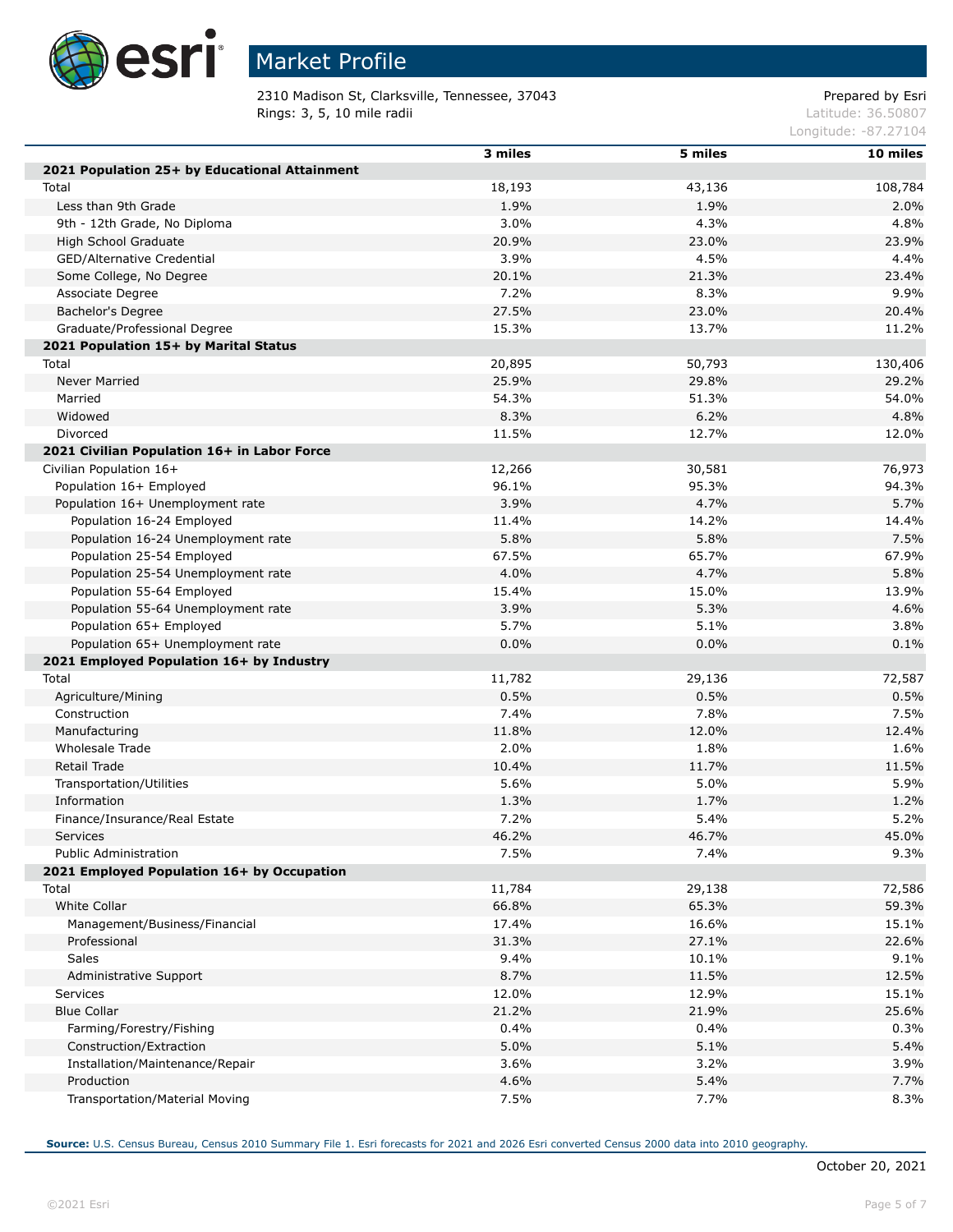# Market Profile

2310 Madison St, Clarksville, Tennessee, 37043
Rings: 3, 5, 10 mile radii

Prepared by Esri
Latitude: 36.50807
Longitude: -87.27104

| | 3 miles | 5 miles | 10 miles |
|---|---|---|---|
| **2021 Population 25+ by Educational Attainment** | | | |
| Total | 18,193 | 43,136 | 108,784 |
| Less than 9th Grade | 1.9% | 1.9% | 2.0% |
| 9th - 12th Grade, No Diploma | 3.0% | 4.3% | 4.8% |
| High School Graduate | 20.9% | 23.0% | 23.9% |
| GED/Alternative Credential | 3.9% | 4.5% | 4.4% |
| Some College, No Degree | 20.1% | 21.3% | 23.4% |
| Associate Degree | 7.2% | 8.3% | 9.9% |
| Bachelor's Degree | 27.5% | 23.0% | 20.4% |
| Graduate/Professional Degree | 15.3% | 13.7% | 11.2% |
| **2021 Population 15+ by Marital Status** | | | |
| Total | 20,895 | 50,793 | 130,406 |
| Never Married | 25.9% | 29.8% | 29.2% |
| Married | 54.3% | 51.3% | 54.0% |
| Widowed | 8.3% | 6.2% | 4.8% |
| Divorced | 11.5% | 12.7% | 12.0% |
| **2021 Civilian Population 16+ in Labor Force** | | | |
| Civilian Population 16+ | 12,266 | 30,581 | 76,973 |
| Population 16+ Employed | 96.1% | 95.3% | 94.3% |
| Population 16+ Unemployment rate | 3.9% | 4.7% | 5.7% |
| Population 16-24 Employed | 11.4% | 14.2% | 14.4% |
| Population 16-24 Unemployment rate | 5.8% | 5.8% | 7.5% |
| Population 25-54 Employed | 67.5% | 65.7% | 67.9% |
| Population 25-54 Unemployment rate | 4.0% | 4.7% | 5.8% |
| Population 55-64 Employed | 15.4% | 15.0% | 13.9% |
| Population 55-64 Unemployment rate | 3.9% | 5.3% | 4.6% |
| Population 65+ Employed | 5.7% | 5.1% | 3.8% |
| Population 65+ Unemployment rate | 0.0% | 0.0% | 0.1% |
| **2021 Employed Population 16+ by Industry** | | | |
| Total | 11,782 | 29,136 | 72,587 |
| Agriculture/Mining | 0.5% | 0.5% | 0.5% |
| Construction | 7.4% | 7.8% | 7.5% |
| Manufacturing | 11.8% | 12.0% | 12.4% |
| Wholesale Trade | 2.0% | 1.8% | 1.6% |
| Retail Trade | 10.4% | 11.7% | 11.5% |
| Transportation/Utilities | 5.6% | 5.0% | 5.9% |
| Information | 1.3% | 1.7% | 1.2% |
| Finance/Insurance/Real Estate | 7.2% | 5.4% | 5.2% |
| Services | 46.2% | 46.7% | 45.0% |
| Public Administration | 7.5% | 7.4% | 9.3% |
| **2021 Employed Population 16+ by Occupation** | | | |
| Total | 11,784 | 29,138 | 72,586 |
| White Collar | 66.8% | 65.3% | 59.3% |
| Management/Business/Financial | 17.4% | 16.6% | 15.1% |
| Professional | 31.3% | 27.1% | 22.6% |
| Sales | 9.4% | 10.1% | 9.1% |
| Administrative Support | 8.7% | 11.5% | 12.5% |
| Services | 12.0% | 12.9% | 15.1% |
| Blue Collar | 21.2% | 21.9% | 25.6% |
| Farming/Forestry/Fishing | 0.4% | 0.4% | 0.3% |
| Construction/Extraction | 5.0% | 5.1% | 5.4% |
| Installation/Maintenance/Repair | 3.6% | 3.2% | 3.9% |
| Production | 4.6% | 5.4% | 7.7% |
| Transportation/Material Moving | 7.5% | 7.7% | 8.3% |

**Source:** U.S. Census Bureau, Census 2010 Summary File 1. Esri forecasts for 2021 and 2026 Esri converted Census 2000 data into 2010 geography.

October 20, 2021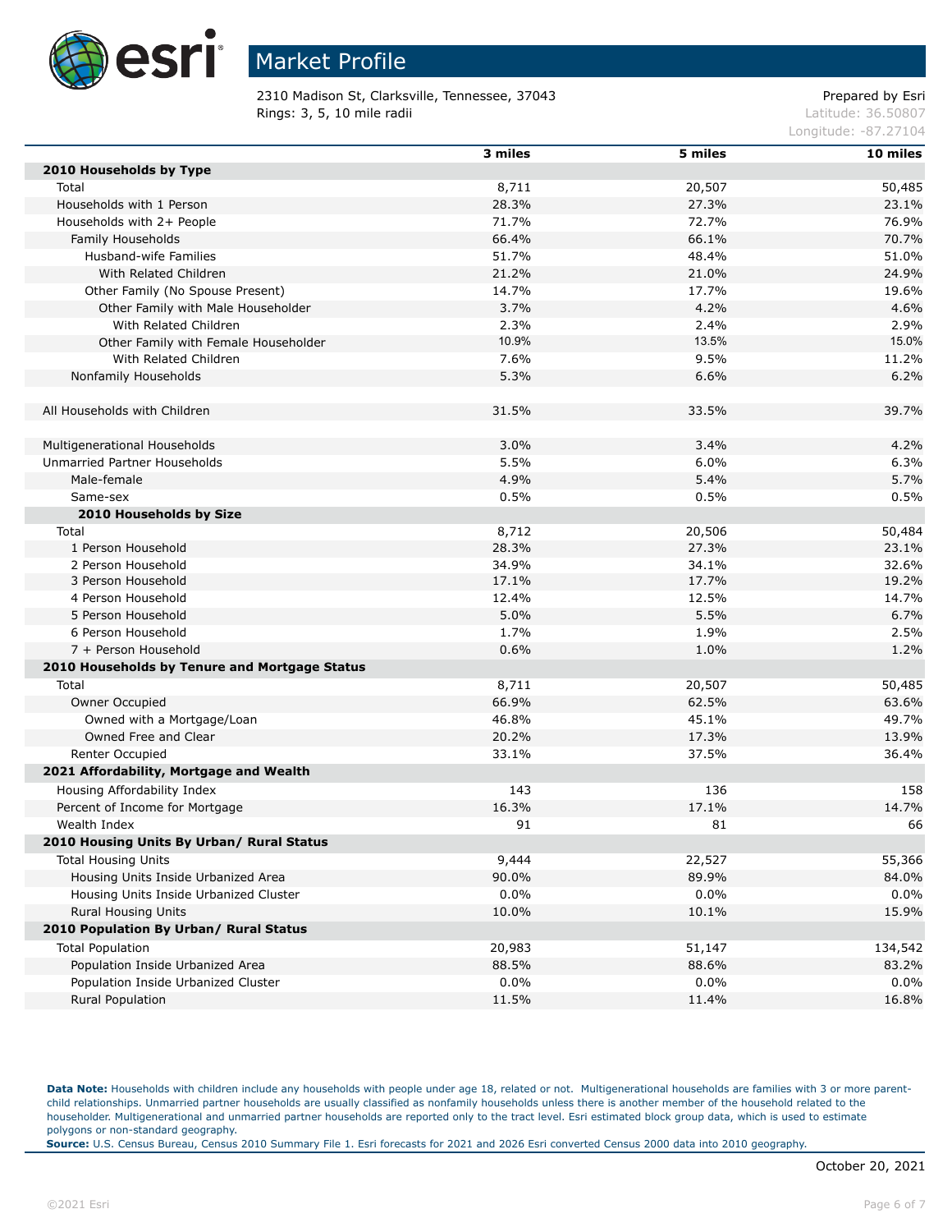# Market Profile

2310 Madison St, Clarksville, Tennessee, 37043
Rings: 3, 5, 10 mile radii

Prepared by Esri
Latitude: 36.50807
Longitude: -87.27104

| | 3 miles | 5 miles | 10 miles |
|---|---|---|---|
| **2010 Households by Type** | | | |
| Total | 8,711 | 20,507 | 50,485 |
| Households with 1 Person | 28.3% | 27.3% | 23.1% |
| Households with 2+ People | 71.7% | 72.7% | 76.9% |
| Family Households | 66.4% | 66.1% | 70.7% |
| Husband-wife Families | 51.7% | 48.4% | 51.0% |
| With Related Children | 21.2% | 21.0% | 24.9% |
| Other Family (No Spouse Present) | 14.7% | 17.7% | 19.6% |
| Other Family with Male Householder | 3.7% | 4.2% | 4.6% |
| With Related Children | 2.3% | 2.4% | 2.9% |
| Other Family with Female Householder | 10.9% | 13.5% | 15.0% |
| With Related Children | 7.6% | 9.5% | 11.2% |
| Nonfamily Households | 5.3% | 6.6% | 6.2% |
| | | | |
| All Households with Children | 31.5% | 33.5% | 39.7% |
| | | | |
| Multigenerational Households | 3.0% | 3.4% | 4.2% |
| Unmarried Partner Households | 5.5% | 6.0% | 6.3% |
| Male-female | 4.9% | 5.4% | 5.7% |
| Same-sex | 0.5% | 0.5% | 0.5% |
| **2010 Households by Size** | | | |
| Total | 8,712 | 20,506 | 50,484 |
| 1 Person Household | 28.3% | 27.3% | 23.1% |
| 2 Person Household | 34.9% | 34.1% | 32.6% |
| 3 Person Household | 17.1% | 17.7% | 19.2% |
| 4 Person Household | 12.4% | 12.5% | 14.7% |
| 5 Person Household | 5.0% | 5.5% | 6.7% |
| 6 Person Household | 1.7% | 1.9% | 2.5% |
| 7 + Person Household | 0.6% | 1.0% | 1.2% |
| **2010 Households by Tenure and Mortgage Status** | | | |
| Total | 8,711 | 20,507 | 50,485 |
| Owner Occupied | 66.9% | 62.5% | 63.6% |
| Owned with a Mortgage/Loan | 46.8% | 45.1% | 49.7% |
| Owned Free and Clear | 20.2% | 17.3% | 13.9% |
| Renter Occupied | 33.1% | 37.5% | 36.4% |
| **2021 Affordability, Mortgage and Wealth** | | | |
| Housing Affordability Index | 143 | 136 | 158 |
| Percent of Income for Mortgage | 16.3% | 17.1% | 14.7% |
| Wealth Index | 91 | 81 | 66 |
| **2010 Housing Units By Urban/ Rural Status** | | | |
| Total Housing Units | 9,444 | 22,527 | 55,366 |
| Housing Units Inside Urbanized Area | 90.0% | 89.9% | 84.0% |
| Housing Units Inside Urbanized Cluster | 0.0% | 0.0% | 0.0% |
| Rural Housing Units | 10.0% | 10.1% | 15.9% |
| **2010 Population By Urban/ Rural Status** | | | |
| Total Population | 20,983 | 51,147 | 134,542 |
| Population Inside Urbanized Area | 88.5% | 88.6% | 83.2% |
| Population Inside Urbanized Cluster | 0.0% | 0.0% | 0.0% |
| Rural Population | 11.5% | 11.4% | 16.8% |

**Data Note:** Households with children include any households with people under age 18, related or not. Multigenerational households are families with 3 or more parent-child relationships. Unmarried partner households are usually classified as nonfamily households unless there is another member of the household related to the householder. Multigenerational and unmarried partner households are reported only to the tract level. Esri estimated block group data, which is used to estimate polygons or non-standard geography.
**Source:** U.S. Census Bureau, Census 2010 Summary File 1. Esri forecasts for 2021 and 2026 Esri converted Census 2000 data into 2010 geography.

October 20, 2021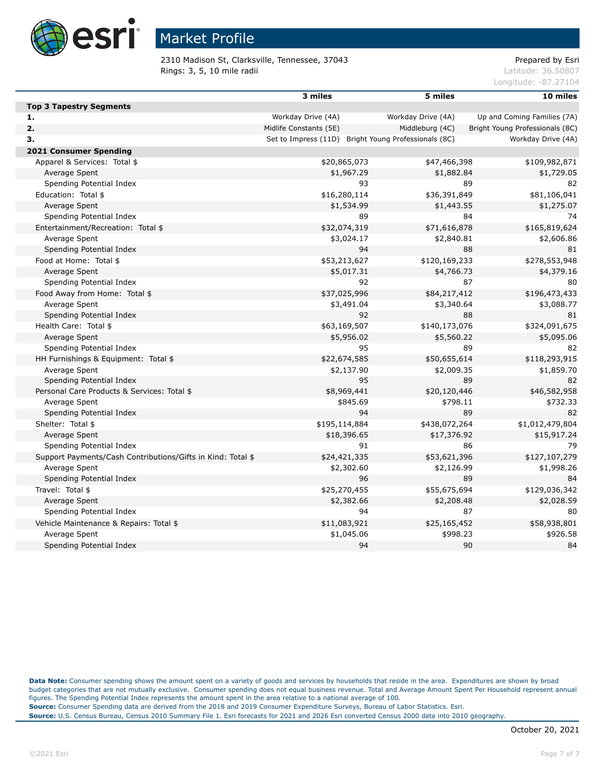# Market Profile

2310 Madison St, Clarksville, Tennessee, 37043
Rings: 3, 5, 10 mile radii

Prepared by Esri
Latitude: 36.50807
Longitude: -87.27104

| | 3 miles | 5 miles | 10 miles |
|---|---|---|---|
| **Top 3 Tapestry Segments** | | | |
| **1.** | Workday Drive (4A) | Workday Drive (4A) | Up and Coming Families (7A) |
| **2.** | Midlife Constants (5E) | Middleburg (4C) | Bright Young Professionals (8C) |
| **3.** | Set to Impress (11D) | Bright Young Professionals (8C) | Workday Drive (4A) |
| **2021 Consumer Spending** | | | |
| Apparel & Services: Total $ | $20,865,073 | $47,466,398 | $109,982,871 |
| Average Spent | $1,967.29 | $1,882.84 | $1,729.05 |
| Spending Potential Index | 93 | 89 | 82 |
| Education: Total $ | $16,280,114 | $36,391,849 | $81,106,041 |
| Average Spent | $1,534.99 | $1,443.55 | $1,275.07 |
| Spending Potential Index | 89 | 84 | 74 |
| Entertainment/Recreation: Total $ | $32,074,319 | $71,616,878 | $165,819,624 |
| Average Spent | $3,024.17 | $2,840.81 | $2,606.86 |
| Spending Potential Index | 94 | 88 | 81 |
| Food at Home: Total $ | $53,213,627 | $120,169,233 | $278,553,948 |
| Average Spent | $5,017.31 | $4,766.73 | $4,379.16 |
| Spending Potential Index | 92 | 87 | 80 |
| Food Away from Home: Total $ | $37,025,996 | $84,217,412 | $196,473,433 |
| Average Spent | $3,491.04 | $3,340.64 | $3,088.77 |
| Spending Potential Index | 92 | 88 | 81 |
| Health Care: Total $ | $63,169,507 | $140,173,076 | $324,091,675 |
| Average Spent | $5,956.02 | $5,560.22 | $5,095.06 |
| Spending Potential Index | 95 | 89 | 82 |
| HH Furnishings & Equipment: Total $ | $22,674,585 | $50,655,614 | $118,293,915 |
| Average Spent | $2,137.90 | $2,009.35 | $1,859.70 |
| Spending Potential Index | 95 | 89 | 82 |
| Personal Care Products & Services: Total $ | $8,969,441 | $20,120,446 | $46,582,958 |
| Average Spent | $845.69 | $798.11 | $732.33 |
| Spending Potential Index | 94 | 89 | 82 |
| Shelter: Total $ | $195,114,884 | $438,072,264 | $1,012,479,804 |
| Average Spent | $18,396.65 | $17,376.92 | $15,917.24 |
| Spending Potential Index | 91 | 86 | 79 |
| Support Payments/Cash Contributions/Gifts in Kind: Total $ | $24,421,335 | $53,621,396 | $127,107,279 |
| Average Spent | $2,302.60 | $2,126.99 | $1,998.26 |
| Spending Potential Index | 96 | 89 | 84 |
| Travel: Total $ | $25,270,455 | $55,675,694 | $129,036,342 |
| Average Spent | $2,382.66 | $2,208.48 | $2,028.59 |
| Spending Potential Index | 94 | 87 | 80 |
| Vehicle Maintenance & Repairs: Total $ | $11,083,921 | $25,165,452 | $58,938,801 |
| Average Spent | $1,045.06 | $998.23 | $926.58 |
| Spending Potential Index | 94 | 90 | 84 |

**Data Note:** Consumer spending shows the amount spent on a variety of goods and services by households that reside in the area. Expenditures are shown by broad budget categories that are not mutually exclusive. Consumer spending does not equal business revenue. Total and Average Amount Spent Per Household represent annual figures. The Spending Potential Index represents the amount spent in the area relative to a national average of 100.
**Source:** Consumer Spending data are derived from the 2018 and 2019 Consumer Expenditure Surveys, Bureau of Labor Statistics. Esri.
**Source:** U.S. Census Bureau, Census 2010 Summary File 1. Esri forecasts for 2021 and 2026 Esri converted Census 2000 data into 2010 geography.

October 20, 2021